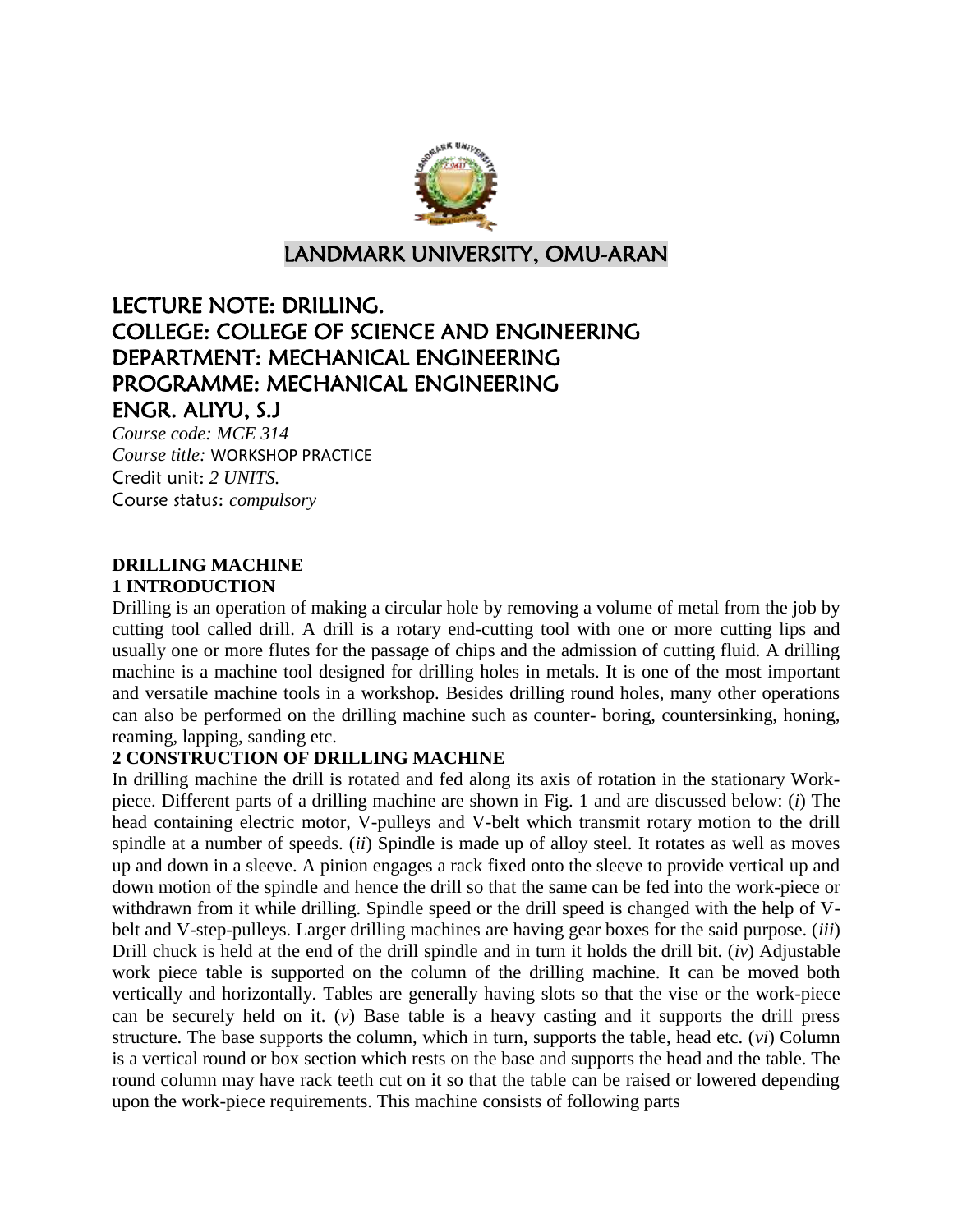# LANDMARK UNIVERSITY, OMU-ARAN

## LECTURE NOTE: DRILLING.
## COLLEGE: COLLEGE OF SCIENCE AND ENGINEERING
## DEPARTMENT: MECHANICAL ENGINEERING
## PROGRAMME: MECHANICAL ENGINEERING
## ENGR. ALIYU, S.J

*Course code: MCE 314*
*Course title:* WORKSHOP PRACTICE
Credit unit: *2 UNITS.*
Course status: *compulsory*

**DRILLING MACHINE**
**1 INTRODUCTION**

Drilling is an operation of making a circular hole by removing a volume of metal from the job by cutting tool called drill. A drill is a rotary end-cutting tool with one or more cutting lips and usually one or more flutes for the passage of chips and the admission of cutting fluid. A drilling machine is a machine tool designed for drilling holes in metals. It is one of the most important and versatile machine tools in a workshop. Besides drilling round holes, many other operations can also be performed on the drilling machine such as counter- boring, countersinking, honing, reaming, lapping, sanding etc.

**2 CONSTRUCTION OF DRILLING MACHINE**

In drilling machine the drill is rotated and fed along its axis of rotation in the stationary Work-piece. Different parts of a drilling machine are shown in Fig. 1 and are discussed below: (*i*) The head containing electric motor, V-pulleys and V-belt which transmit rotary motion to the drill spindle at a number of speeds. (*ii*) Spindle is made up of alloy steel. It rotates as well as moves up and down in a sleeve. A pinion engages a rack fixed onto the sleeve to provide vertical up and down motion of the spindle and hence the drill so that the same can be fed into the work-piece or withdrawn from it while drilling. Spindle speed or the drill speed is changed with the help of V-belt and V-step-pulleys. Larger drilling machines are having gear boxes for the said purpose. (*iii*) Drill chuck is held at the end of the drill spindle and in turn it holds the drill bit. (*iv*) Adjustable work piece table is supported on the column of the drilling machine. It can be moved both vertically and horizontally. Tables are generally having slots so that the vise or the work-piece can be securely held on it. (*v*) Base table is a heavy casting and it supports the drill press structure. The base supports the column, which in turn, supports the table, head etc. (*vi*) Column is a vertical round or box section which rests on the base and supports the head and the table. The round column may have rack teeth cut on it so that the table can be raised or lowered depending upon the work-piece requirements. This machine consists of following parts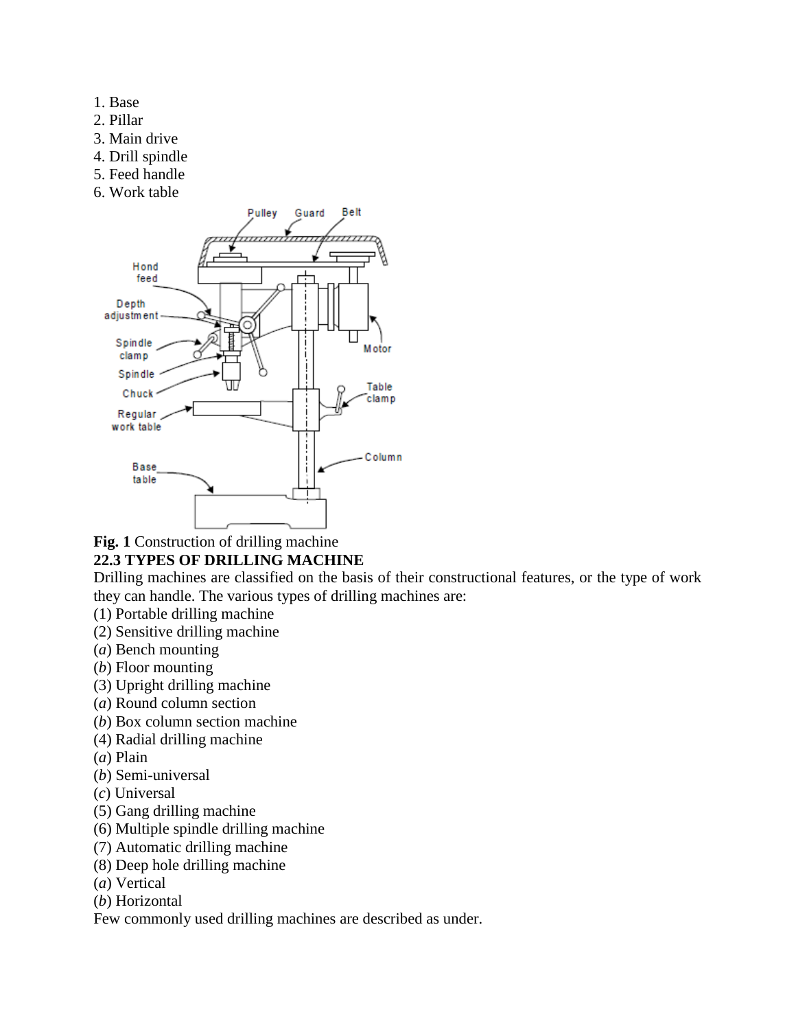1. Base
2. Pillar
3. Main drive
4. Drill spindle
5. Feed handle
6. Work table

Pulley Guard Belt

Hond feed

Depth adjustment

Spindle clamp

Spindle

Chuck

Regular work table

Base table

Motor

Table clamp

Column

**Fig. 1** Construction of drilling machine

## 22.3 TYPES OF DRILLING MACHINE

Drilling machines are classified on the basis of their constructional features, or the type of work they can handle. The various types of drilling machines are:

(1) Portable drilling machine
(2) Sensitive drilling machine
(*a*) Bench mounting
(*b*) Floor mounting
(3) Upright drilling machine
(*a*) Round column section
(*b*) Box column section machine
(4) Radial drilling machine
(*a*) Plain
(*b*) Semi-universal
(*c*) Universal
(5) Gang drilling machine
(6) Multiple spindle drilling machine
(7) Automatic drilling machine
(8) Deep hole drilling machine
(*a*) Vertical
(*b*) Horizontal

Few commonly used drilling machines are described as under.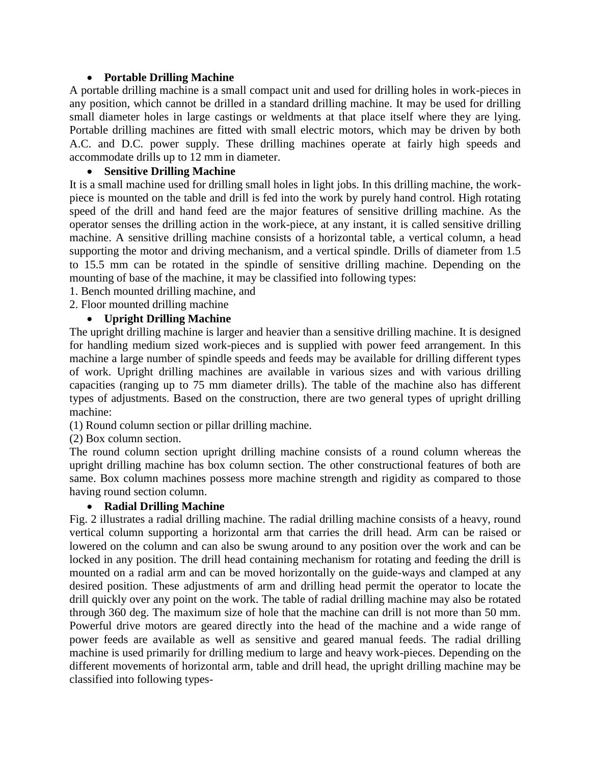- **Portable Drilling Machine**

A portable drilling machine is a small compact unit and used for drilling holes in work-pieces in any position, which cannot be drilled in a standard drilling machine. It may be used for drilling small diameter holes in large castings or weldments at that place itself where they are lying. Portable drilling machines are fitted with small electric motors, which may be driven by both A.C. and D.C. power supply. These drilling machines operate at fairly high speeds and accommodate drills up to 12 mm in diameter.

- **Sensitive Drilling Machine**

It is a small machine used for drilling small holes in light jobs. In this drilling machine, the work-piece is mounted on the table and drill is fed into the work by purely hand control. High rotating speed of the drill and hand feed are the major features of sensitive drilling machine. As the operator senses the drilling action in the work-piece, at any instant, it is called sensitive drilling machine. A sensitive drilling machine consists of a horizontal table, a vertical column, a head supporting the motor and driving mechanism, and a vertical spindle. Drills of diameter from 1.5 to 15.5 mm can be rotated in the spindle of sensitive drilling machine. Depending on the mounting of base of the machine, it may be classified into following types:

1. Bench mounted drilling machine, and
2. Floor mounted drilling machine

- **Upright Drilling Machine**

The upright drilling machine is larger and heavier than a sensitive drilling machine. It is designed for handling medium sized work-pieces and is supplied with power feed arrangement. In this machine a large number of spindle speeds and feeds may be available for drilling different types of work. Upright drilling machines are available in various sizes and with various drilling capacities (ranging up to 75 mm diameter drills). The table of the machine also has different types of adjustments. Based on the construction, there are two general types of upright drilling machine:

(1) Round column section or pillar drilling machine.

(2) Box column section.

The round column section upright drilling machine consists of a round column whereas the upright drilling machine has box column section. The other constructional features of both are same. Box column machines possess more machine strength and rigidity as compared to those having round section column.

- **Radial Drilling Machine**

Fig. 2 illustrates a radial drilling machine. The radial drilling machine consists of a heavy, round vertical column supporting a horizontal arm that carries the drill head. Arm can be raised or lowered on the column and can also be swung around to any position over the work and can be locked in any position. The drill head containing mechanism for rotating and feeding the drill is mounted on a radial arm and can be moved horizontally on the guide-ways and clamped at any desired position. These adjustments of arm and drilling head permit the operator to locate the drill quickly over any point on the work. The table of radial drilling machine may also be rotated through 360 deg. The maximum size of hole that the machine can drill is not more than 50 mm. Powerful drive motors are geared directly into the head of the machine and a wide range of power feeds are available as well as sensitive and geared manual feeds. The radial drilling machine is used primarily for drilling medium to large and heavy work-pieces. Depending on the different movements of horizontal arm, table and drill head, the upright drilling machine may be classified into following types-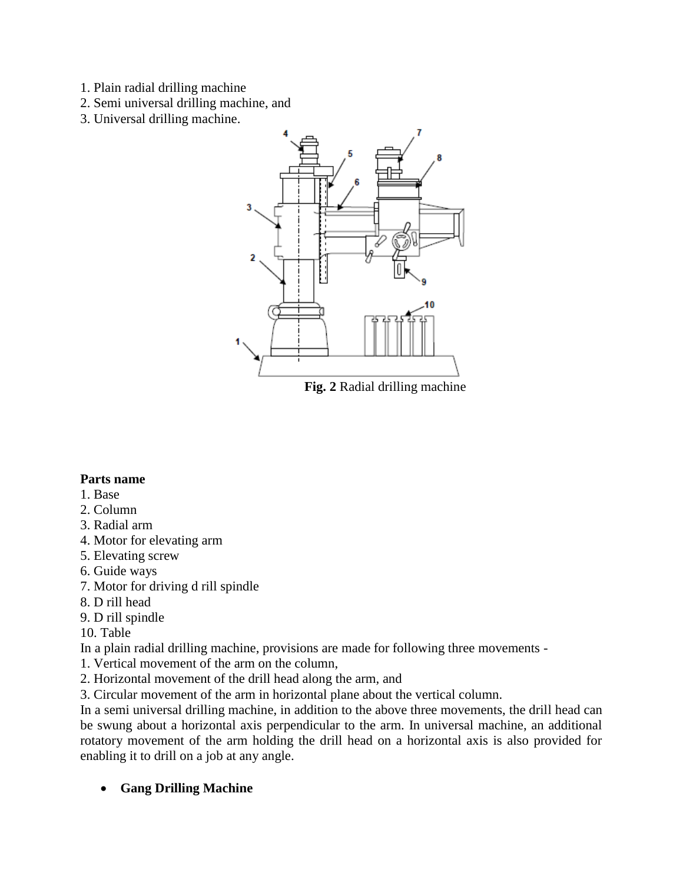1. Plain radial drilling machine
2. Semi universal drilling machine, and
3. Universal drilling machine.

**Fig. 2** Radial drilling machine

**Parts name**

1. Base
2. Column
3. Radial arm
4. Motor for elevating arm
5. Elevating screw
6. Guide ways
7. Motor for driving d rill spindle
8. D rill head
9. D rill spindle
10. Table

In a plain radial drilling machine, provisions are made for following three movements -

1. Vertical movement of the arm on the column,
2. Horizontal movement of the drill head along the arm, and
3. Circular movement of the arm in horizontal plane about the vertical column.

In a semi universal drilling machine, in addition to the above three movements, the drill head can be swung about a horizontal axis perpendicular to the arm. In universal machine, an additional rotatory movement of the arm holding the drill head on a horizontal axis is also provided for enabling it to drill on a job at any angle.

- **Gang Drilling Machine**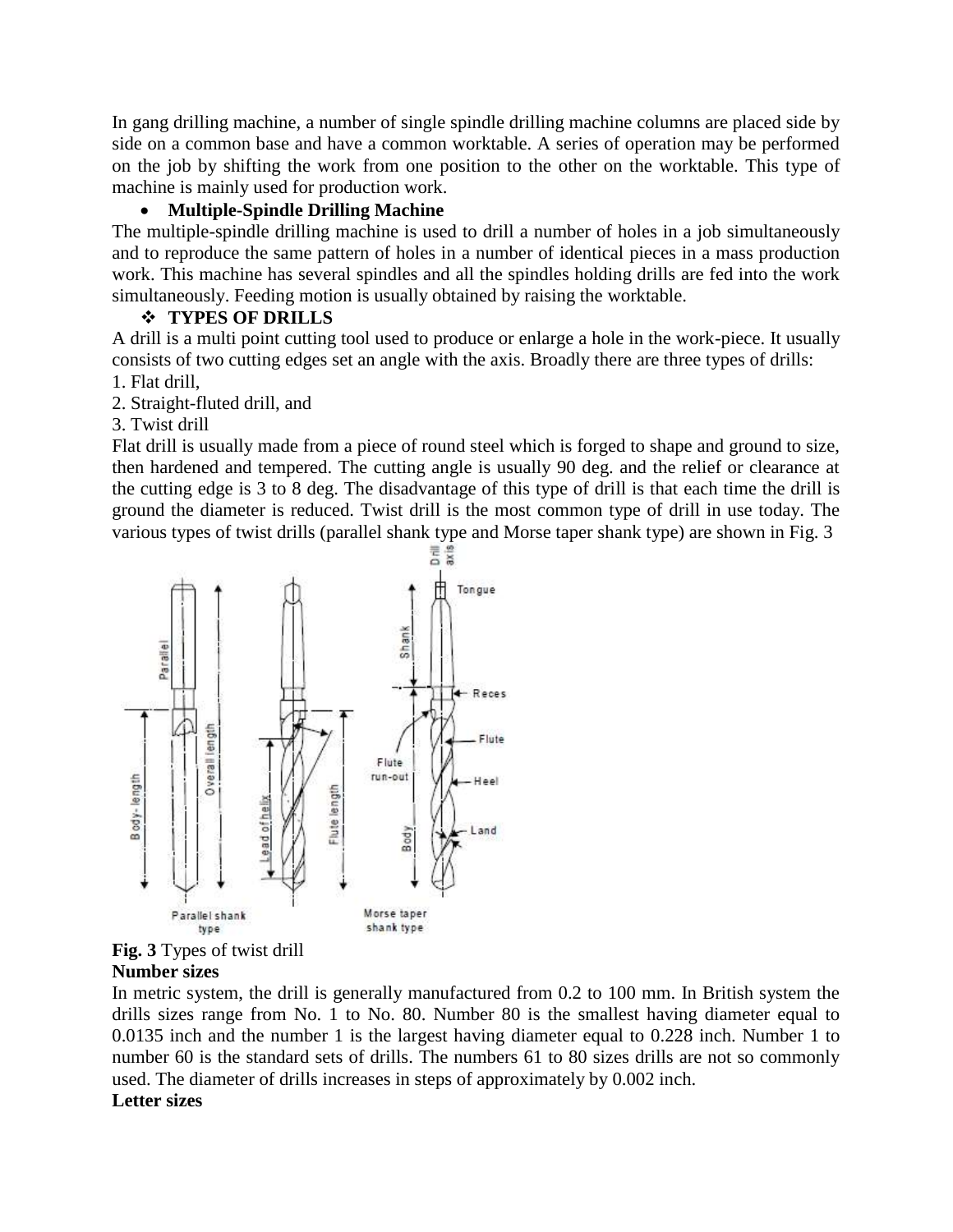In gang drilling machine, a number of single spindle drilling machine columns are placed side by side on a common base and have a common worktable. A series of operation may be performed on the job by shifting the work from one position to the other on the worktable. This type of machine is mainly used for production work.

- **Multiple-Spindle Drilling Machine**

The multiple-spindle drilling machine is used to drill a number of holes in a job simultaneously and to reproduce the same pattern of holes in a number of identical pieces in a mass production work. This machine has several spindles and all the spindles holding drills are fed into the work simultaneously. Feeding motion is usually obtained by raising the worktable.

## ❖ TYPES OF DRILLS

A drill is a multi point cutting tool used to produce or enlarge a hole in the work-piece. It usually consists of two cutting edges set an angle with the axis. Broadly there are three types of drills:

1. Flat drill,
2. Straight-fluted drill, and
3. Twist drill

Flat drill is usually made from a piece of round steel which is forged to shape and ground to size, then hardened and tempered. The cutting angle is usually 90 deg. and the relief or clearance at the cutting edge is 3 to 8 deg. The disadvantage of this type of drill is that each time the drill is ground the diameter is reduced. Twist drill is the most common type of drill in use today. The various types of twist drills (parallel shank type and Morse taper shank type) are shown in Fig. 3

**Fig. 3** Types of twist drill

**Number sizes**

In metric system, the drill is generally manufactured from 0.2 to 100 mm. In British system the drills sizes range from No. 1 to No. 80. Number 80 is the smallest having diameter equal to 0.0135 inch and the number 1 is the largest having diameter equal to 0.228 inch. Number 1 to number 60 is the standard sets of drills. The numbers 61 to 80 sizes drills are not so commonly used. The diameter of drills increases in steps of approximately by 0.002 inch.

**Letter sizes**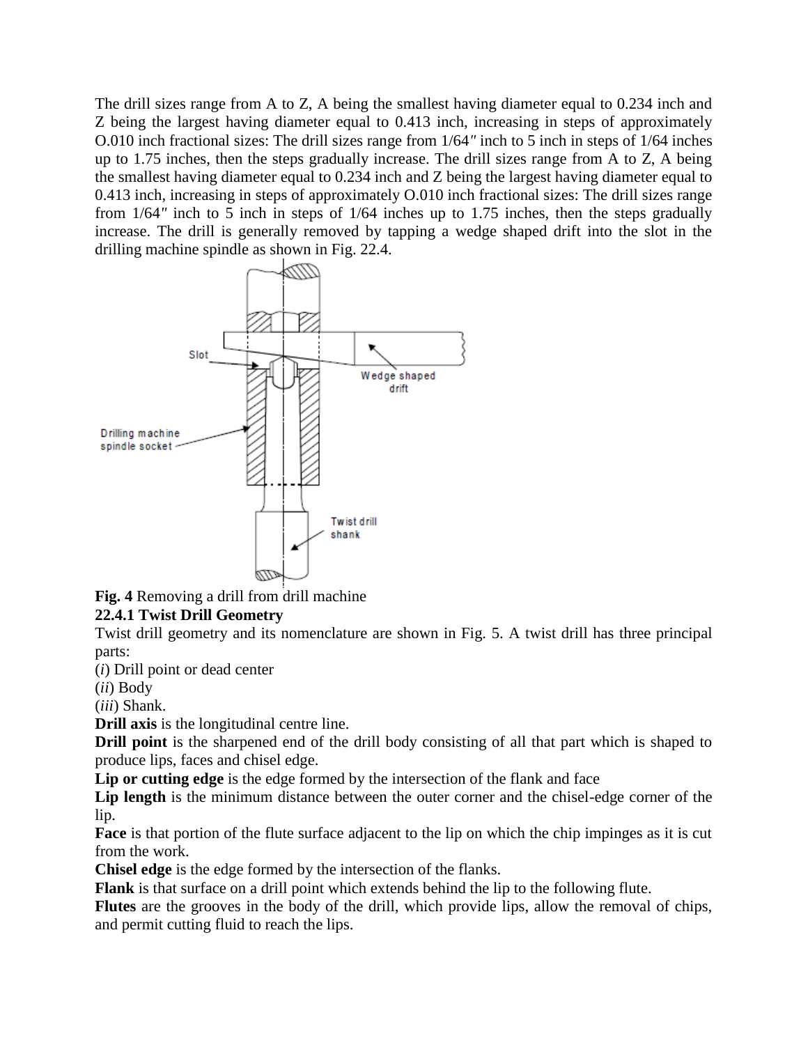The drill sizes range from A to Z, A being the smallest having diameter equal to 0.234 inch and Z being the largest having diameter equal to 0.413 inch, increasing in steps of approximately O.010 inch fractional sizes: The drill sizes range from 1/64″ inch to 5 inch in steps of 1/64 inches up to 1.75 inches, then the steps gradually increase. The drill sizes range from A to Z, A being the smallest having diameter equal to 0.234 inch and Z being the largest having diameter equal to 0.413 inch, increasing in steps of approximately O.010 inch fractional sizes: The drill sizes range from 1/64″ inch to 5 inch in steps of 1/64 inches up to 1.75 inches, then the steps gradually increase. The drill is generally removed by tapping a wedge shaped drift into the slot in the drilling machine spindle as shown in Fig. 22.4.

**Fig. 4** Removing a drill from drill machine

### 22.4.1 Twist Drill Geometry

Twist drill geometry and its nomenclature are shown in Fig. 5. A twist drill has three principal parts:

(*i*) Drill point or dead center

(*ii*) Body

(*iii*) Shank.

**Drill axis** is the longitudinal centre line.

**Drill point** is the sharpened end of the drill body consisting of all that part which is shaped to produce lips, faces and chisel edge.

**Lip or cutting edge** is the edge formed by the intersection of the flank and face

**Lip length** is the minimum distance between the outer corner and the chisel-edge corner of the lip.

**Face** is that portion of the flute surface adjacent to the lip on which the chip impinges as it is cut from the work.

**Chisel edge** is the edge formed by the intersection of the flanks.

**Flank** is that surface on a drill point which extends behind the lip to the following flute.

**Flutes** are the grooves in the body of the drill, which provide lips, allow the removal of chips, and permit cutting fluid to reach the lips.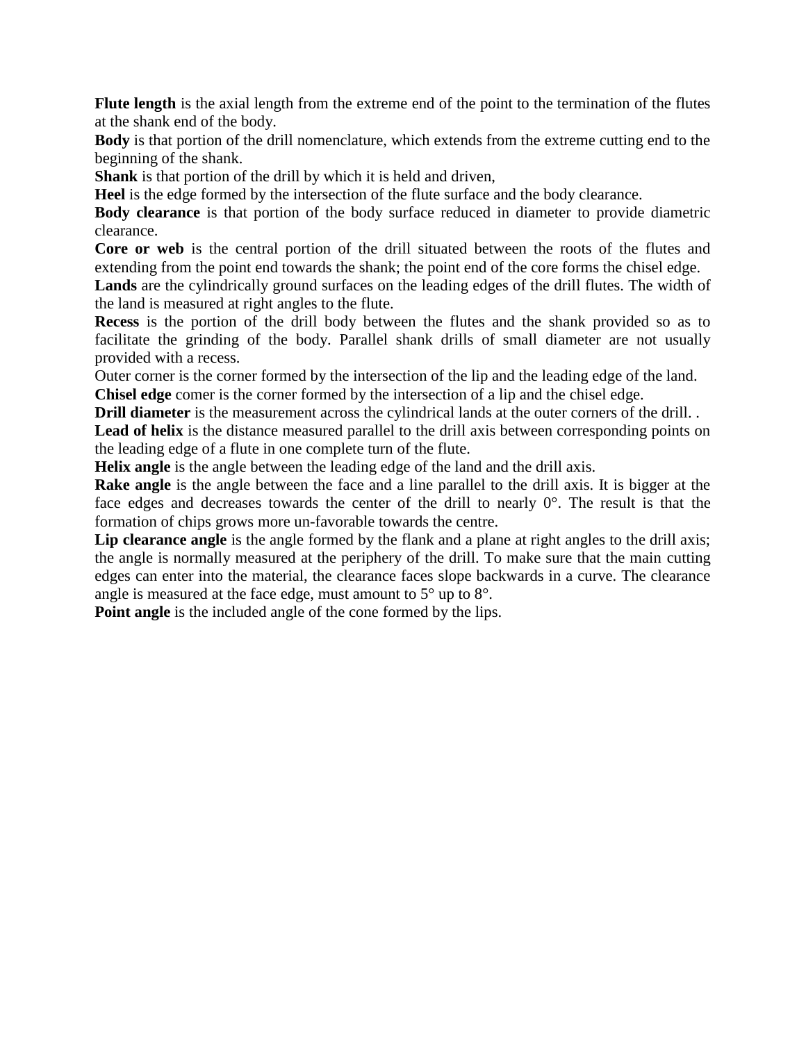**Flute length** is the axial length from the extreme end of the point to the termination of the flutes at the shank end of the body.

**Body** is that portion of the drill nomenclature, which extends from the extreme cutting end to the beginning of the shank.

**Shank** is that portion of the drill by which it is held and driven,

**Heel** is the edge formed by the intersection of the flute surface and the body clearance.

**Body clearance** is that portion of the body surface reduced in diameter to provide diametric clearance.

**Core or web** is the central portion of the drill situated between the roots of the flutes and extending from the point end towards the shank; the point end of the core forms the chisel edge.

**Lands** are the cylindrically ground surfaces on the leading edges of the drill flutes. The width of the land is measured at right angles to the flute.

**Recess** is the portion of the drill body between the flutes and the shank provided so as to facilitate the grinding of the body. Parallel shank drills of small diameter are not usually provided with a recess.

Outer corner is the corner formed by the intersection of the lip and the leading edge of the land.

**Chisel edge** comer is the corner formed by the intersection of a lip and the chisel edge.

**Drill diameter** is the measurement across the cylindrical lands at the outer corners of the drill. .

**Lead of helix** is the distance measured parallel to the drill axis between corresponding points on the leading edge of a flute in one complete turn of the flute.

**Helix angle** is the angle between the leading edge of the land and the drill axis.

**Rake angle** is the angle between the face and a line parallel to the drill axis. It is bigger at the face edges and decreases towards the center of the drill to nearly 0°. The result is that the formation of chips grows more un-favorable towards the centre.

**Lip clearance angle** is the angle formed by the flank and a plane at right angles to the drill axis; the angle is normally measured at the periphery of the drill. To make sure that the main cutting edges can enter into the material, the clearance faces slope backwards in a curve. The clearance angle is measured at the face edge, must amount to 5° up to 8°.

**Point angle** is the included angle of the cone formed by the lips.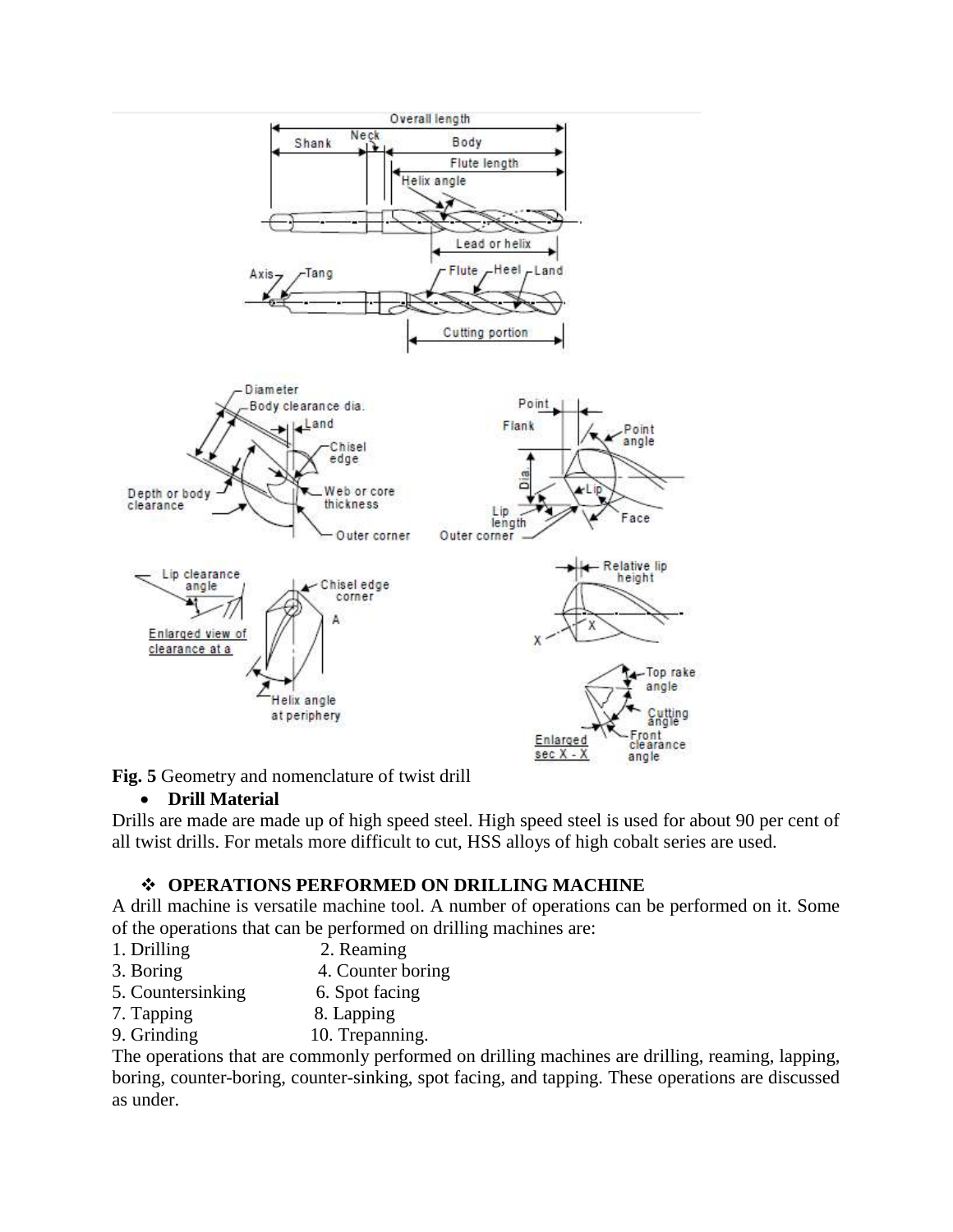**Fig. 5** Geometry and nomenclature of twist drill

- **Drill Material**

Drills are made are made up of high speed steel. High speed steel is used for about 90 per cent of all twist drills. For metals more difficult to cut, HSS alloys of high cobalt series are used.

## ❖ OPERATIONS PERFORMED ON DRILLING MACHINE

A drill machine is versatile machine tool. A number of operations can be performed on it. Some of the operations that can be performed on drilling machines are:

1. Drilling
2. Reaming
3. Boring
4. Counter boring
5. Countersinking
6. Spot facing
7. Tapping
8. Lapping
9. Grinding
10. Trepanning.

The operations that are commonly performed on drilling machines are drilling, reaming, lapping, boring, counter-boring, counter-sinking, spot facing, and tapping. These operations are discussed as under.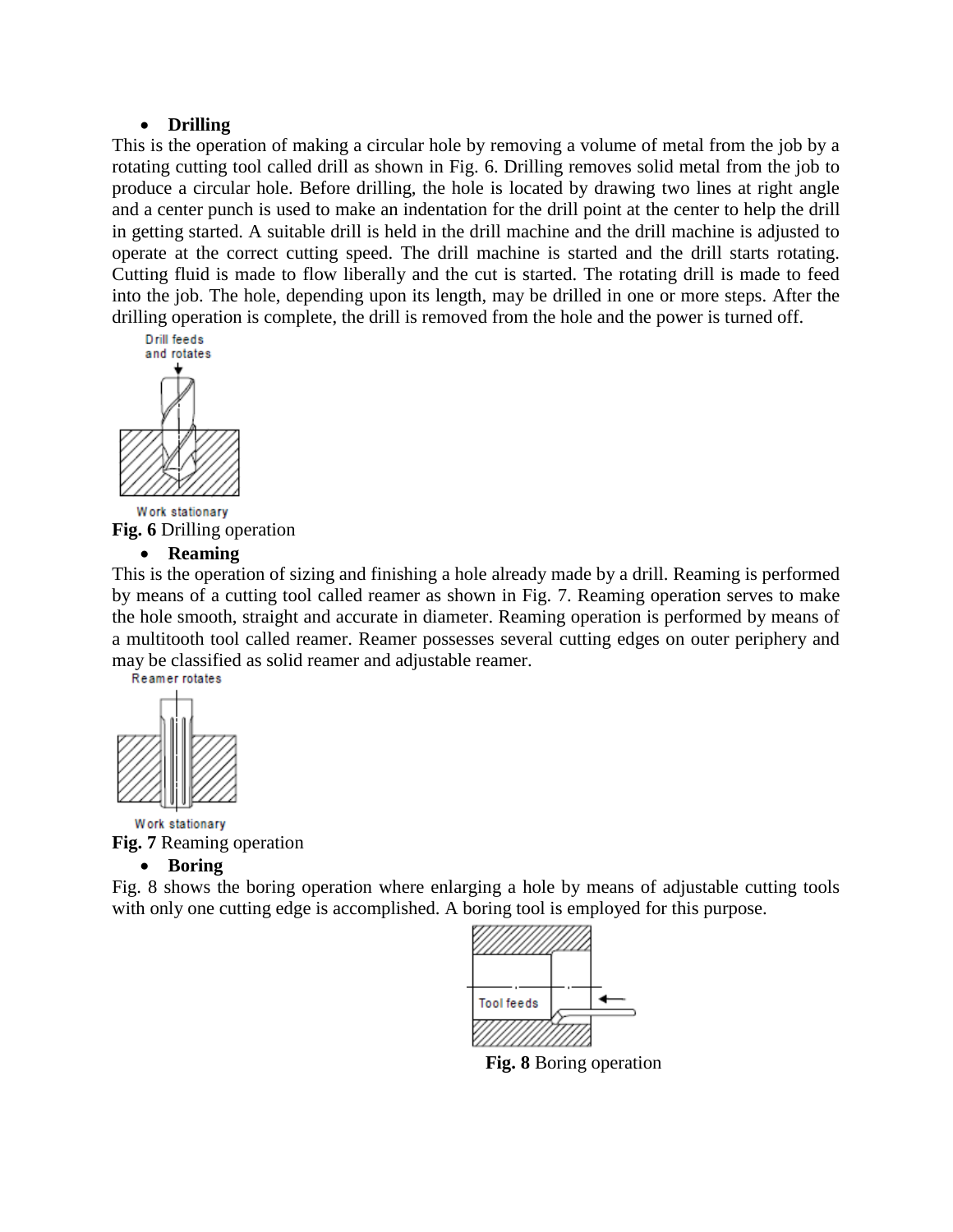- **Drilling**

This is the operation of making a circular hole by removing a volume of metal from the job by a rotating cutting tool called drill as shown in Fig. 6. Drilling removes solid metal from the job to produce a circular hole. Before drilling, the hole is located by drawing two lines at right angle and a center punch is used to make an indentation for the drill point at the center to help the drill in getting started. A suitable drill is held in the drill machine and the drill machine is adjusted to operate at the correct cutting speed. The drill machine is started and the drill starts rotating. Cutting fluid is made to flow liberally and the cut is started. The rotating drill is made to feed into the job. The hole, depending upon its length, may be drilled in one or more steps. After the drilling operation is complete, the drill is removed from the hole and the power is turned off.

Drill feeds and rotates

Work stationary

**Fig. 6** Drilling operation

- **Reaming**

This is the operation of sizing and finishing a hole already made by a drill. Reaming is performed by means of a cutting tool called reamer as shown in Fig. 7. Reaming operation serves to make the hole smooth, straight and accurate in diameter. Reaming operation is performed by means of a multitooth tool called reamer. Reamer possesses several cutting edges on outer periphery and may be classified as solid reamer and adjustable reamer.

Reamer rotates

Work stationary

**Fig. 7** Reaming operation

- **Boring**

Fig. 8 shows the boring operation where enlarging a hole by means of adjustable cutting tools with only one cutting edge is accomplished. A boring tool is employed for this purpose.

Tool feeds

**Fig. 8** Boring operation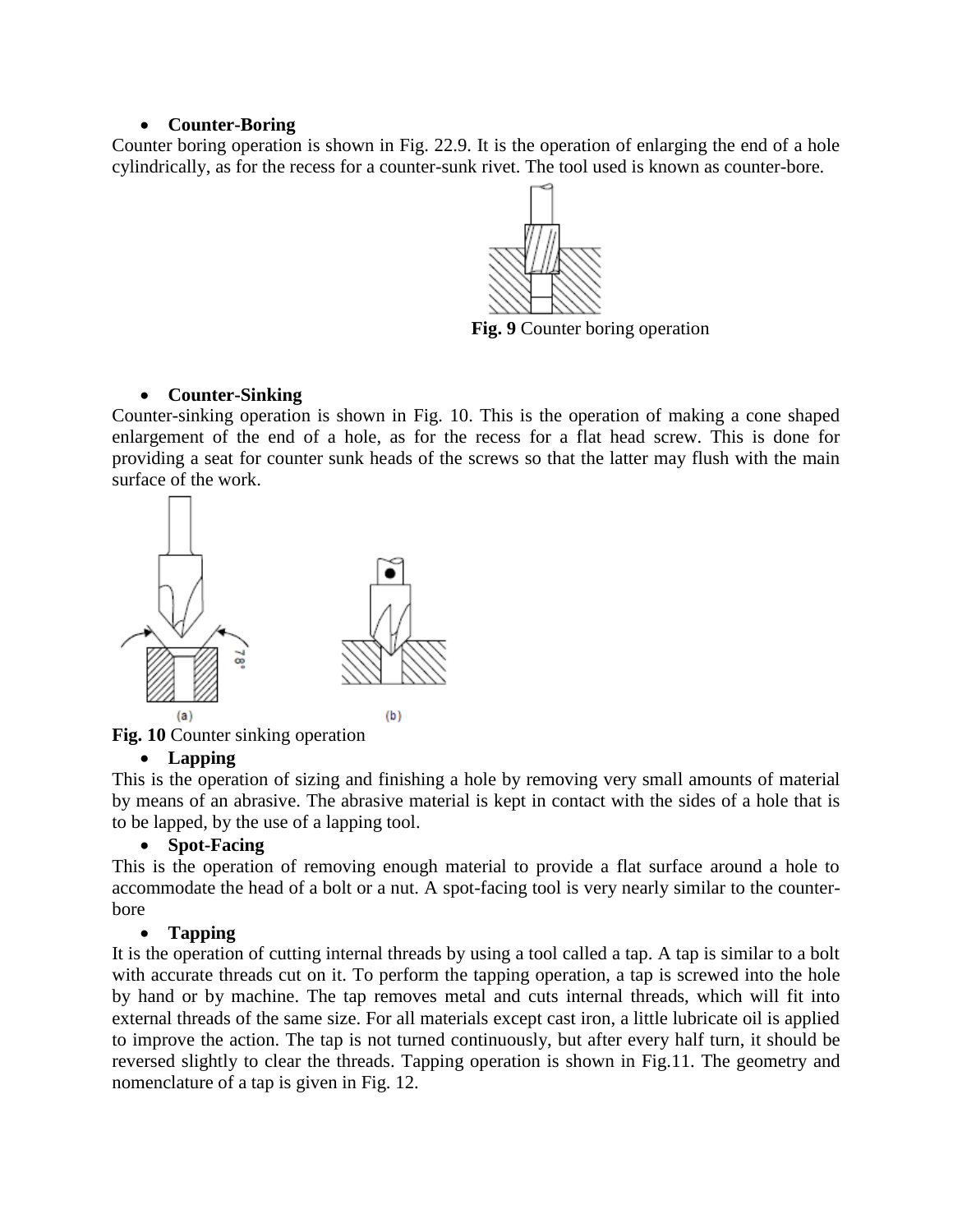- **Counter-Boring**

Counter boring operation is shown in Fig. 22.9. It is the operation of enlarging the end of a hole cylindrically, as for the recess for a counter-sunk rivet. The tool used is known as counter-bore.

**Fig. 9** Counter boring operation

- **Counter-Sinking**

Counter-sinking operation is shown in Fig. 10. This is the operation of making a cone shaped enlargement of the end of a hole, as for the recess for a flat head screw. This is done for providing a seat for counter sunk heads of the screws so that the latter may flush with the main surface of the work.

**Fig. 10** Counter sinking operation

- **Lapping**

This is the operation of sizing and finishing a hole by removing very small amounts of material by means of an abrasive. The abrasive material is kept in contact with the sides of a hole that is to be lapped, by the use of a lapping tool.

- **Spot-Facing**

This is the operation of removing enough material to provide a flat surface around a hole to accommodate the head of a bolt or a nut. A spot-facing tool is very nearly similar to the counter-bore

- **Tapping**

It is the operation of cutting internal threads by using a tool called a tap. A tap is similar to a bolt with accurate threads cut on it. To perform the tapping operation, a tap is screwed into the hole by hand or by machine. The tap removes metal and cuts internal threads, which will fit into external threads of the same size. For all materials except cast iron, a little lubricate oil is applied to improve the action. The tap is not turned continuously, but after every half turn, it should be reversed slightly to clear the threads. Tapping operation is shown in Fig.11. The geometry and nomenclature of a tap is given in Fig. 12.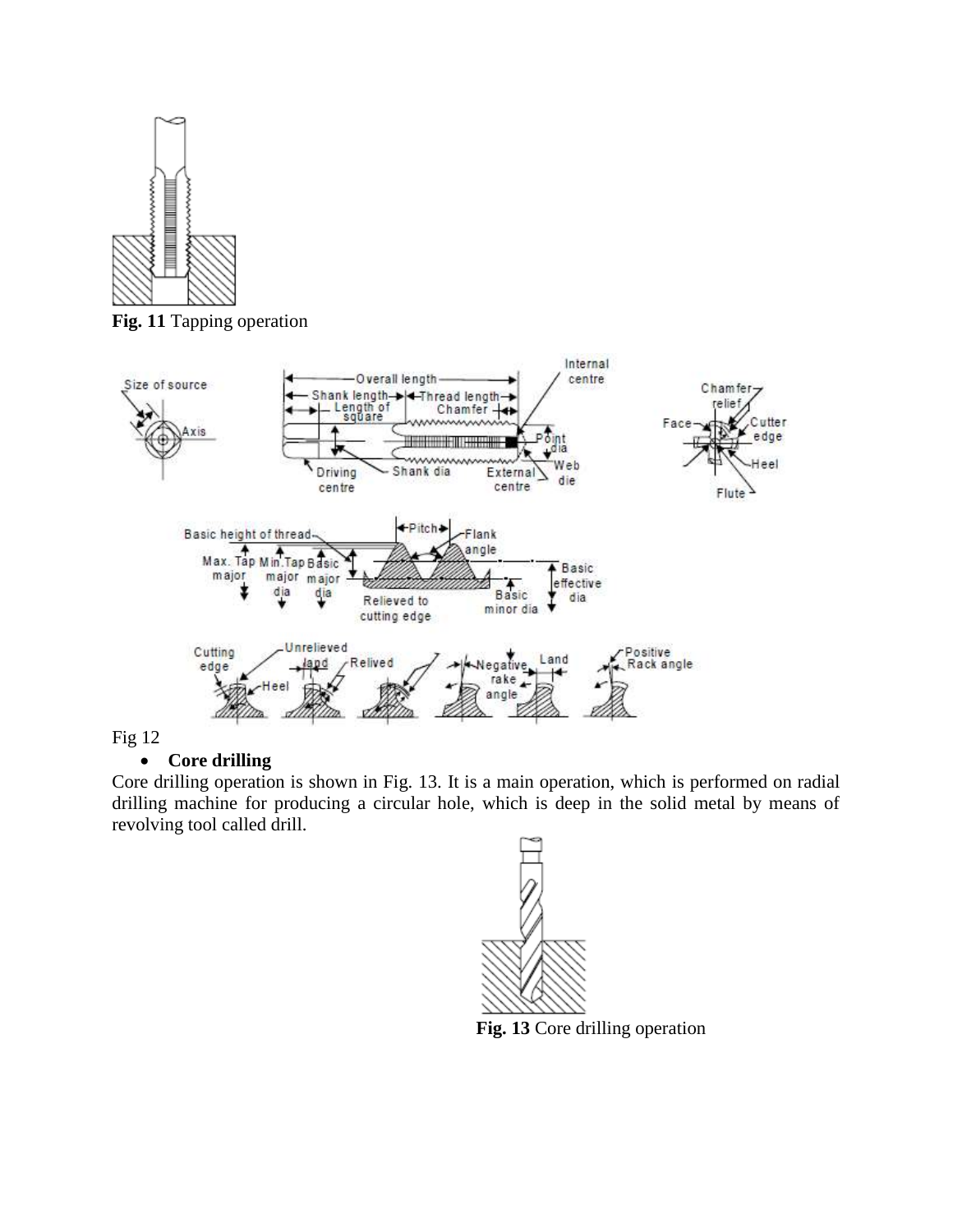**Fig. 11** Tapping operation

Fig 12

- **Core drilling**

Core drilling operation is shown in Fig. 13. It is a main operation, which is performed on radial drilling machine for producing a circular hole, which is deep in the solid metal by means of revolving tool called drill.

**Fig. 13** Core drilling operation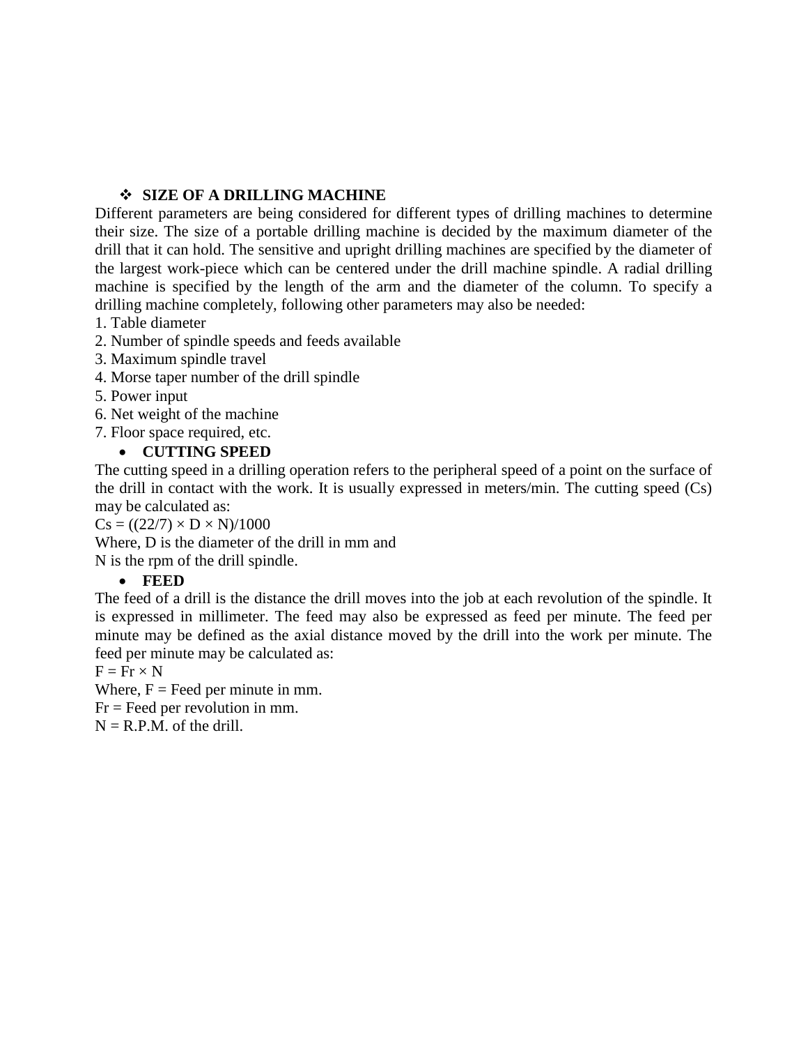## SIZE OF A DRILLING MACHINE

Different parameters are being considered for different types of drilling machines to determine their size. The size of a portable drilling machine is decided by the maximum diameter of the drill that it can hold. The sensitive and upright drilling machines are specified by the diameter of the largest work-piece which can be centered under the drill machine spindle. A radial drilling machine is specified by the length of the arm and the diameter of the column. To specify a drilling machine completely, following other parameters may also be needed:

1. Table diameter
2. Number of spindle speeds and feeds available
3. Maximum spindle travel
4. Morse taper number of the drill spindle
5. Power input
6. Net weight of the machine
7. Floor space required, etc.

- **CUTTING SPEED**

The cutting speed in a drilling operation refers to the peripheral speed of a point on the surface of the drill in contact with the work. It is usually expressed in meters/min. The cutting speed (Cs) may be calculated as:

$$C_s = \frac{(22/7) \times D \times N}{1000}$$

Where, D is the diameter of the drill in mm and

N is the rpm of the drill spindle.

- **FEED**

The feed of a drill is the distance the drill moves into the job at each revolution of the spindle. It is expressed in millimeter. The feed may also be expressed as feed per minute. The feed per minute may be defined as the axial distance moved by the drill into the work per minute. The feed per minute may be calculated as:

$$F = F_r \times N$$

Where, F = Feed per minute in mm.

$F_r$ = Feed per revolution in mm.

N = R.P.M. of the drill.